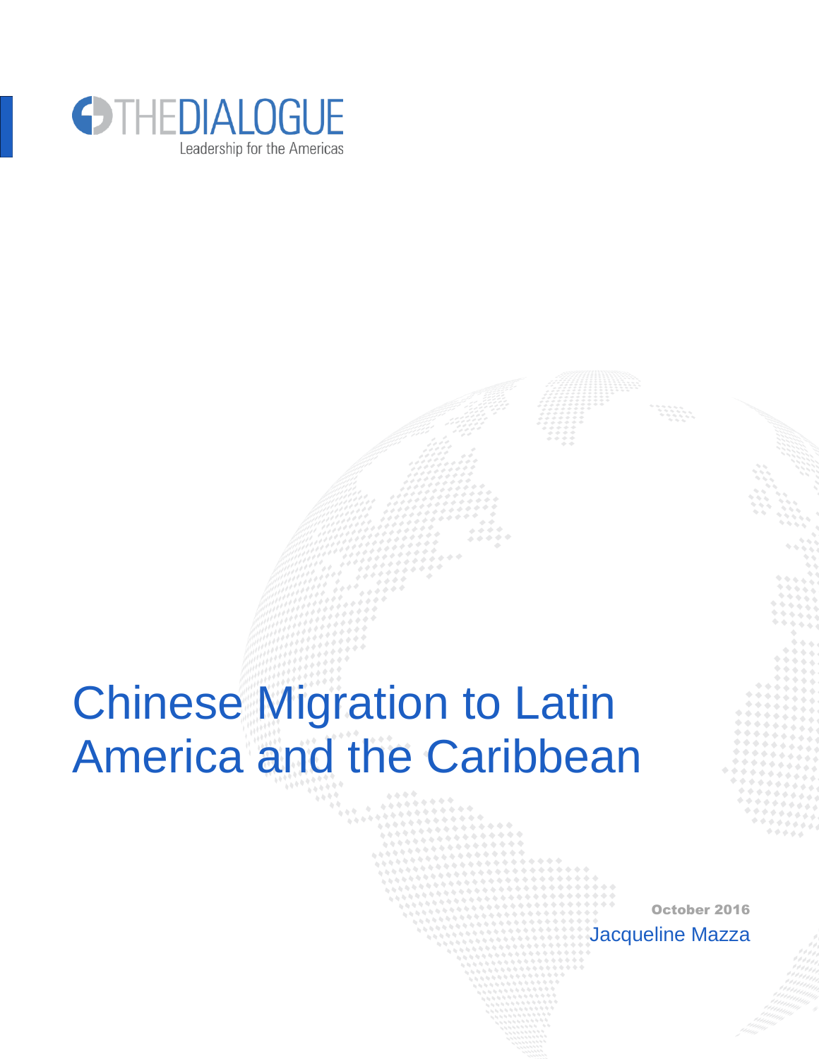THEDIALOGUE

Leadership for the Americas

# Chinese Migration to Latin America and the Caribbean

**October 2016**

Jacqueline Mazza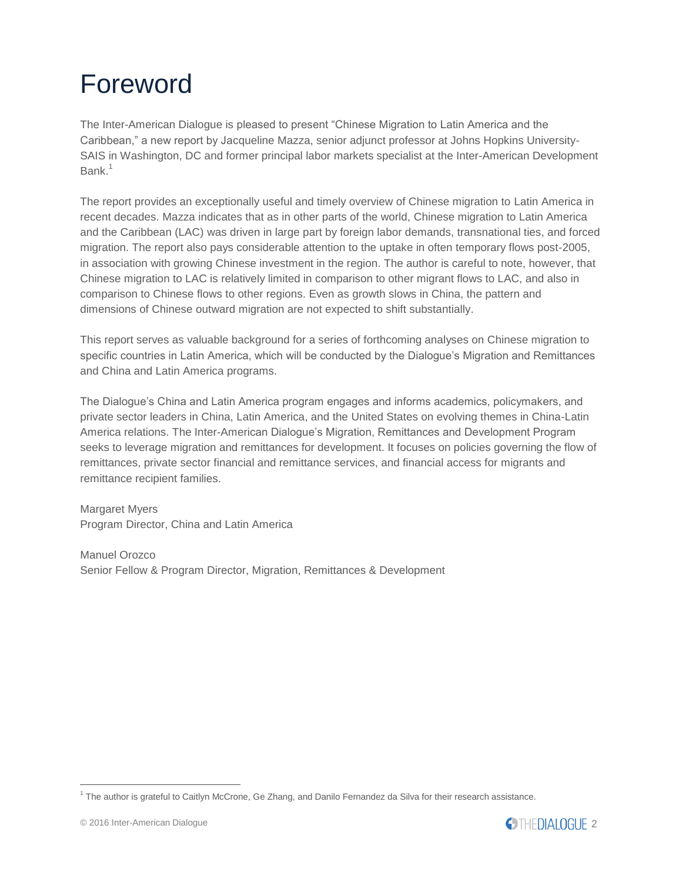# Foreword

The Inter-American Dialogue is pleased to present "Chinese Migration to Latin America and the Caribbean," a new report by Jacqueline Mazza, senior adjunct professor at Johns Hopkins University-SAIS in Washington, DC and former principal labor markets specialist at the Inter-American Development Bank.[1]

The report provides an exceptionally useful and timely overview of Chinese migration to Latin America in recent decades. Mazza indicates that as in other parts of the world, Chinese migration to Latin America and the Caribbean (LAC) was driven in large part by foreign labor demands, transnational ties, and forced migration. The report also pays considerable attention to the uptake in often temporary flows post-2005, in association with growing Chinese investment in the region. The author is careful to note, however, that Chinese migration to LAC is relatively limited in comparison to other migrant flows to LAC, and also in comparison to Chinese flows to other regions. Even as growth slows in China, the pattern and dimensions of Chinese outward migration are not expected to shift substantially.

This report serves as valuable background for a series of forthcoming analyses on Chinese migration to specific countries in Latin America, which will be conducted by the Dialogue's Migration and Remittances and China and Latin America programs.

The Dialogue's China and Latin America program engages and informs academics, policymakers, and private sector leaders in China, Latin America, and the United States on evolving themes in China-Latin America relations. The Inter-American Dialogue's Migration, Remittances and Development Program seeks to leverage migration and remittances for development. It focuses on policies governing the flow of remittances, private sector financial and remittance services, and financial access for migrants and remittance recipient families.

Margaret Myers
Program Director, China and Latin America

Manuel Orozco
Senior Fellow & Program Director, Migration, Remittances & Development

[1] The author is grateful to Caitlyn McCrone, Ge Zhang, and Danilo Fernandez da Silva for their research assistance.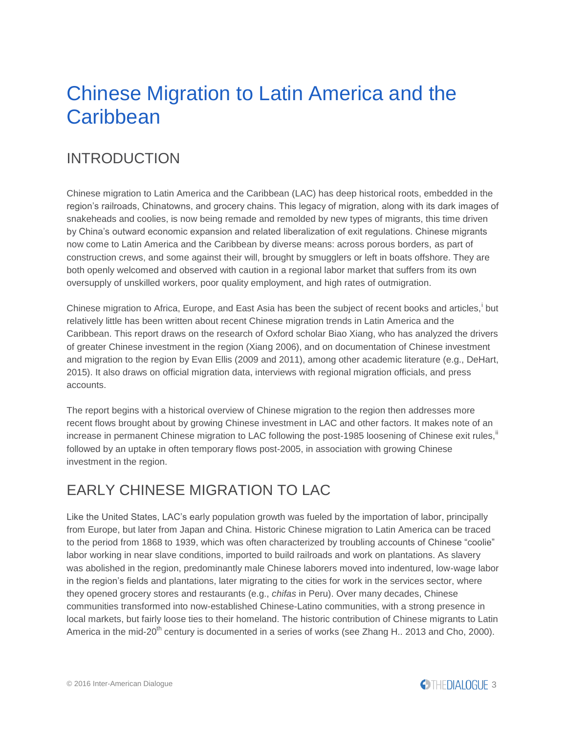# Chinese Migration to Latin America and the Caribbean

## INTRODUCTION

Chinese migration to Latin America and the Caribbean (LAC) has deep historical roots, embedded in the region's railroads, Chinatowns, and grocery chains. This legacy of migration, along with its dark images of snakeheads and coolies, is now being remade and remolded by new types of migrants, this time driven by China's outward economic expansion and related liberalization of exit regulations. Chinese migrants now come to Latin America and the Caribbean by diverse means: across porous borders, as part of construction crews, and some against their will, brought by smugglers or left in boats offshore. They are both openly welcomed and observed with caution in a regional labor market that suffers from its own oversupply of unskilled workers, poor quality employment, and high rates of outmigration.

Chinese migration to Africa, Europe, and East Asia has been the subject of recent books and articles,[i] but relatively little has been written about recent Chinese migration trends in Latin America and the Caribbean. This report draws on the research of Oxford scholar Biao Xiang, who has analyzed the drivers of greater Chinese investment in the region (Xiang 2006), and on documentation of Chinese investment and migration to the region by Evan Ellis (2009 and 2011), among other academic literature (e.g., DeHart, 2015). It also draws on official migration data, interviews with regional migration officials, and press accounts.

The report begins with a historical overview of Chinese migration to the region then addresses more recent flows brought about by growing Chinese investment in LAC and other factors. It makes note of an increase in permanent Chinese migration to LAC following the post-1985 loosening of Chinese exit rules,[ii] followed by an uptake in often temporary flows post-2005, in association with growing Chinese investment in the region.

## EARLY CHINESE MIGRATION TO LAC

Like the United States, LAC's early population growth was fueled by the importation of labor, principally from Europe, but later from Japan and China. Historic Chinese migration to Latin America can be traced to the period from 1868 to 1939, which was often characterized by troubling accounts of Chinese "coolie" labor working in near slave conditions, imported to build railroads and work on plantations. As slavery was abolished in the region, predominantly male Chinese laborers moved into indentured, low-wage labor in the region's fields and plantations, later migrating to the cities for work in the services sector, where they opened grocery stores and restaurants (e.g., *chifas* in Peru). Over many decades, Chinese communities transformed into now-established Chinese-Latino communities, with a strong presence in local markets, but fairly loose ties to their homeland. The historic contribution of Chinese migrants to Latin America in the mid-20th century is documented in a series of works (see Zhang H.. 2013 and Cho, 2000).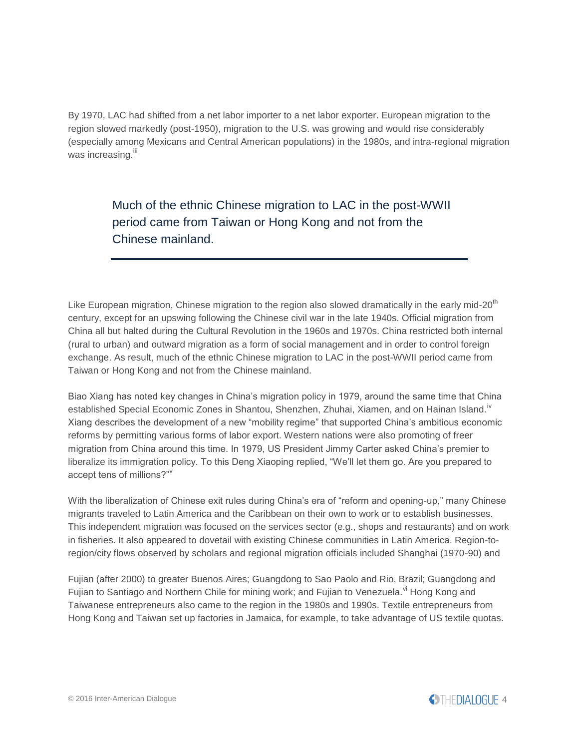By 1970, LAC had shifted from a net labor importer to a net labor exporter. European migration to the region slowed markedly (post-1950), migration to the U.S. was growing and would rise considerably (especially among Mexicans and Central American populations) in the 1980s, and intra-regional migration was increasing.[iii]

> Much of the ethnic Chinese migration to LAC in the post-WWII period came from Taiwan or Hong Kong and not from the Chinese mainland.

Like European migration, Chinese migration to the region also slowed dramatically in the early mid-20th century, except for an upswing following the Chinese civil war in the late 1940s. Official migration from China all but halted during the Cultural Revolution in the 1960s and 1970s. China restricted both internal (rural to urban) and outward migration as a form of social management and in order to control foreign exchange. As result, much of the ethnic Chinese migration to LAC in the post-WWII period came from Taiwan or Hong Kong and not from the Chinese mainland.

Biao Xiang has noted key changes in China's migration policy in 1979, around the same time that China established Special Economic Zones in Shantou, Shenzhen, Zhuhai, Xiamen, and on Hainan Island.[iv] Xiang describes the development of a new "mobility regime" that supported China's ambitious economic reforms by permitting various forms of labor export. Western nations were also promoting of freer migration from China around this time. In 1979, US President Jimmy Carter asked China's premier to liberalize its immigration policy. To this Deng Xiaoping replied, "We'll let them go. Are you prepared to accept tens of millions?"[v]

With the liberalization of Chinese exit rules during China's era of "reform and opening-up," many Chinese migrants traveled to Latin America and the Caribbean on their own to work or to establish businesses. This independent migration was focused on the services sector (e.g., shops and restaurants) and on work in fisheries. It also appeared to dovetail with existing Chinese communities in Latin America. Region-to-region/city flows observed by scholars and regional migration officials included Shanghai (1970-90) and Fujian (after 2000) to greater Buenos Aires; Guangdong to Sao Paolo and Rio, Brazil; Guangdong and Fujian to Santiago and Northern Chile for mining work; and Fujian to Venezuela.[vi] Hong Kong and Taiwanese entrepreneurs also came to the region in the 1980s and 1990s. Textile entrepreneurs from Hong Kong and Taiwan set up factories in Jamaica, for example, to take advantage of US textile quotas.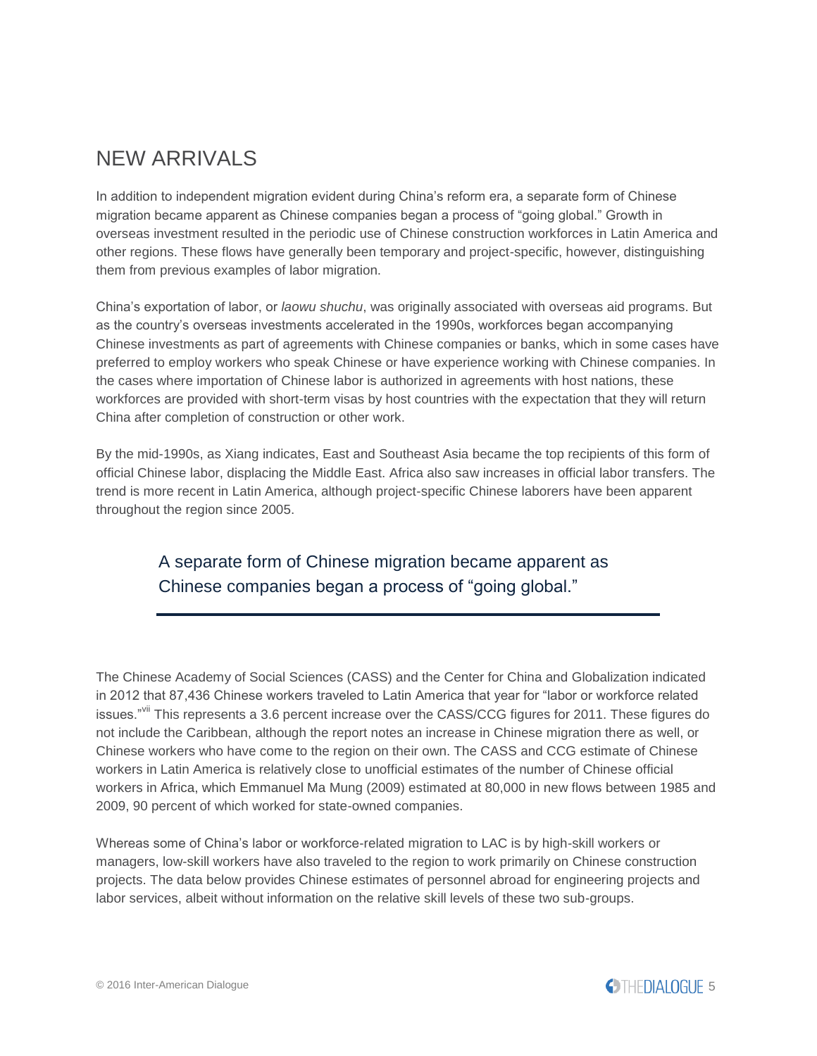## NEW ARRIVALS

In addition to independent migration evident during China's reform era, a separate form of Chinese migration became apparent as Chinese companies began a process of "going global." Growth in overseas investment resulted in the periodic use of Chinese construction workforces in Latin America and other regions. These flows have generally been temporary and project-specific, however, distinguishing them from previous examples of labor migration.

China's exportation of labor, or *laowu shuchu*, was originally associated with overseas aid programs. But as the country's overseas investments accelerated in the 1990s, workforces began accompanying Chinese investments as part of agreements with Chinese companies or banks, which in some cases have preferred to employ workers who speak Chinese or have experience working with Chinese companies. In the cases where importation of Chinese labor is authorized in agreements with host nations, these workforces are provided with short-term visas by host countries with the expectation that they will return China after completion of construction or other work.

By the mid-1990s, as Xiang indicates, East and Southeast Asia became the top recipients of this form of official Chinese labor, displacing the Middle East. Africa also saw increases in official labor transfers. The trend is more recent in Latin America, although project-specific Chinese laborers have been apparent throughout the region since 2005.

> A separate form of Chinese migration became apparent as Chinese companies began a process of "going global."

The Chinese Academy of Social Sciences (CASS) and the Center for China and Globalization indicated in 2012 that 87,436 Chinese workers traveled to Latin America that year for "labor or workforce related issues."[vii] This represents a 3.6 percent increase over the CASS/CCG figures for 2011. These figures do not include the Caribbean, although the report notes an increase in Chinese migration there as well, or Chinese workers who have come to the region on their own. The CASS and CCG estimate of Chinese workers in Latin America is relatively close to unofficial estimates of the number of Chinese official workers in Africa, which Emmanuel Ma Mung (2009) estimated at 80,000 in new flows between 1985 and 2009, 90 percent of which worked for state-owned companies.

Whereas some of China's labor or workforce-related migration to LAC is by high-skill workers or managers, low-skill workers have also traveled to the region to work primarily on Chinese construction projects. The data below provides Chinese estimates of personnel abroad for engineering projects and labor services, albeit without information on the relative skill levels of these two sub-groups.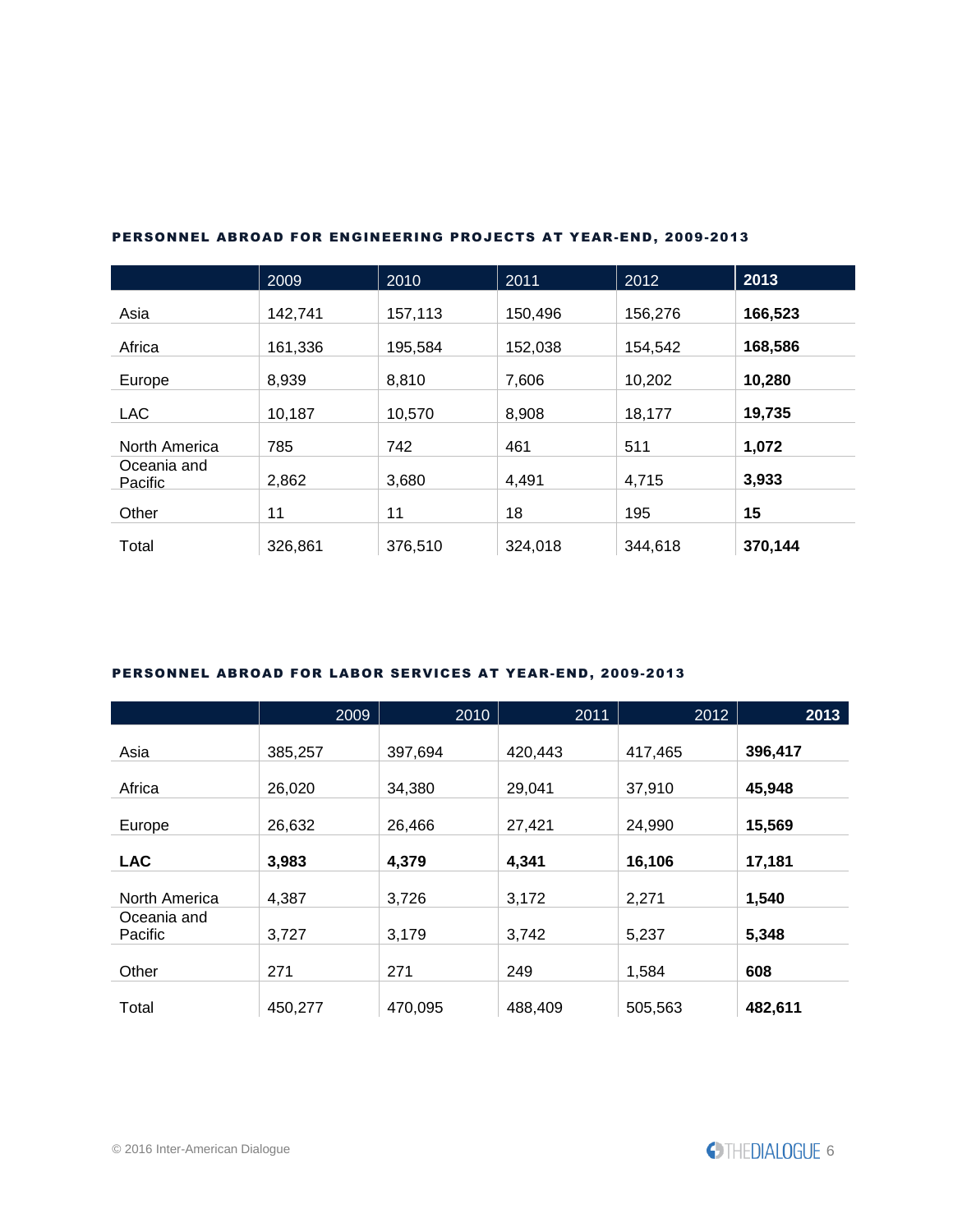**PERSONNEL ABROAD FOR ENGINEERING PROJECTS AT YEAR-END, 2009-2013**

| | 2009 | 2010 | 2011 | 2012 | **2013** |
|---|---|---|---|---|---|
| Asia | 142,741 | 157,113 | 150,496 | 156,276 | **166,523** |
| Africa | 161,336 | 195,584 | 152,038 | 154,542 | **168,586** |
| Europe | 8,939 | 8,810 | 7,606 | 10,202 | **10,280** |
| LAC | 10,187 | 10,570 | 8,908 | 18,177 | **19,735** |
| North America | 785 | 742 | 461 | 511 | **1,072** |
| Oceania and Pacific | 2,862 | 3,680 | 4,491 | 4,715 | **3,933** |
| Other | 11 | 11 | 18 | 195 | **15** |
| Total | 326,861 | 376,510 | 324,018 | 344,618 | **370,144** |

**PERSONNEL ABROAD FOR LABOR SERVICES AT YEAR-END, 2009-2013**

| | 2009 | 2010 | 2011 | 2012 | **2013** |
|---|---|---|---|---|---|
| Asia | 385,257 | 397,694 | 420,443 | 417,465 | **396,417** |
| Africa | 26,020 | 34,380 | 29,041 | 37,910 | **45,948** |
| Europe | 26,632 | 26,466 | 27,421 | 24,990 | **15,569** |
| **LAC** | **3,983** | **4,379** | **4,341** | **16,106** | **17,181** |
| North America | 4,387 | 3,726 | 3,172 | 2,271 | **1,540** |
| Oceania and Pacific | 3,727 | 3,179 | 3,742 | 5,237 | **5,348** |
| Other | 271 | 271 | 249 | 1,584 | **608** |
| Total | 450,277 | 470,095 | 488,409 | 505,563 | **482,611** |

© 2016 Inter-American Dialogue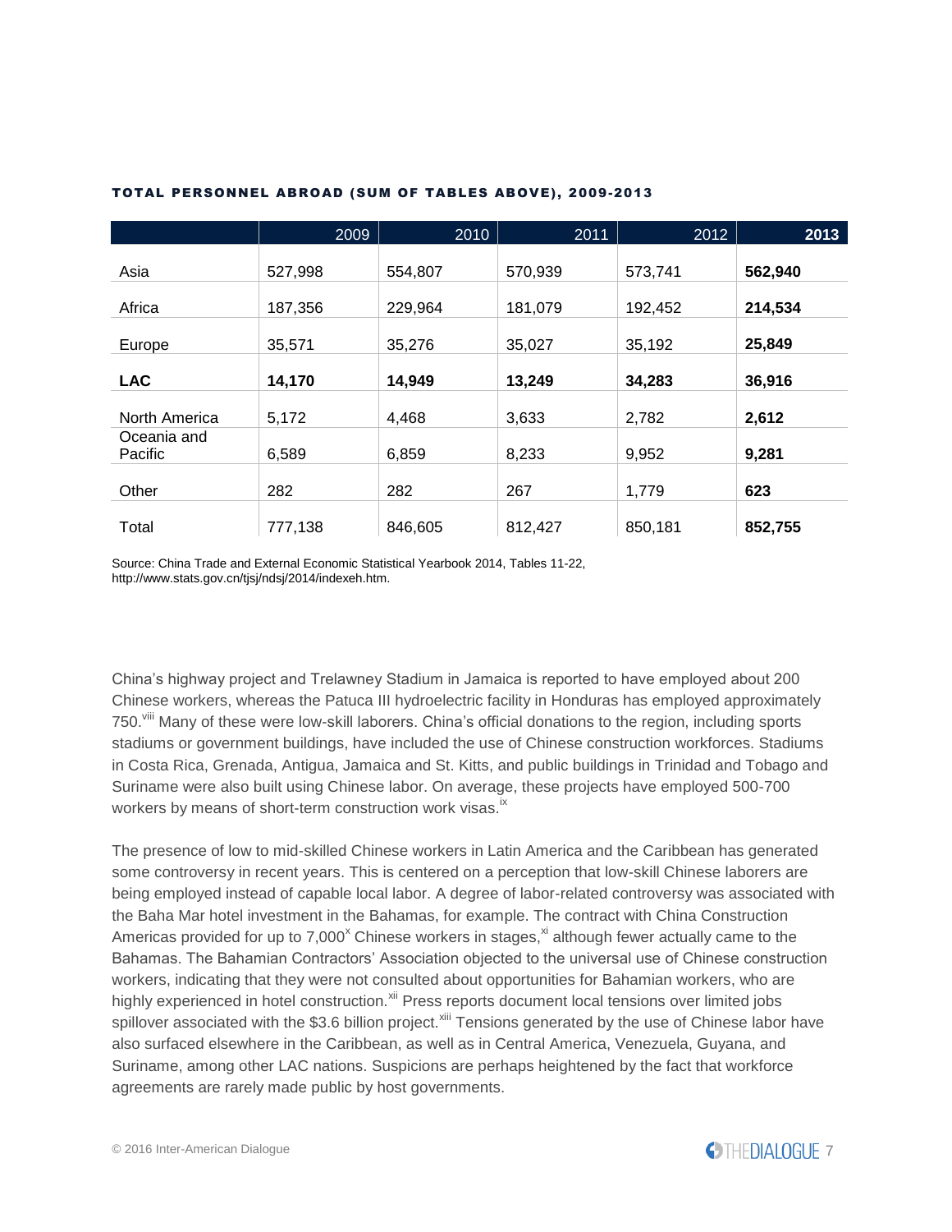**TOTAL PERSONNEL ABROAD (SUM OF TABLES ABOVE), 2009-2013**

| | 2009 | 2010 | 2011 | 2012 | **2013** |
|---|---|---|---|---|---|
| Asia | 527,998 | 554,807 | 570,939 | 573,741 | **562,940** |
| Africa | 187,356 | 229,964 | 181,079 | 192,452 | **214,534** |
| Europe | 35,571 | 35,276 | 35,027 | 35,192 | **25,849** |
| **LAC** | **14,170** | **14,949** | **13,249** | **34,283** | **36,916** |
| North America | 5,172 | 4,468 | 3,633 | 2,782 | **2,612** |
| Oceania and Pacific | 6,589 | 6,859 | 8,233 | 9,952 | **9,281** |
| Other | 282 | 282 | 267 | 1,779 | **623** |
| Total | 777,138 | 846,605 | 812,427 | 850,181 | **852,755** |

Source: China Trade and External Economic Statistical Yearbook 2014, Tables 11-22, http://www.stats.gov.cn/tjsj/ndsj/2014/indexeh.htm.

China's highway project and Trelawney Stadium in Jamaica is reported to have employed about 200 Chinese workers, whereas the Patuca III hydroelectric facility in Honduras has employed approximately 750.[viii] Many of these were low-skill laborers. China's official donations to the region, including sports stadiums or government buildings, have included the use of Chinese construction workforces. Stadiums in Costa Rica, Grenada, Antigua, Jamaica and St. Kitts, and public buildings in Trinidad and Tobago and Suriname were also built using Chinese labor. On average, these projects have employed 500-700 workers by means of short-term construction work visas.[ix]

The presence of low to mid-skilled Chinese workers in Latin America and the Caribbean has generated some controversy in recent years. This is centered on a perception that low-skill Chinese laborers are being employed instead of capable local labor. A degree of labor-related controversy was associated with the Baha Mar hotel investment in the Bahamas, for example. The contract with China Construction Americas provided for up to 7,000[x] Chinese workers in stages,[xi] although fewer actually came to the Bahamas. The Bahamian Contractors' Association objected to the universal use of Chinese construction workers, indicating that they were not consulted about opportunities for Bahamian workers, who are highly experienced in hotel construction.[xii] Press reports document local tensions over limited jobs spillover associated with the $3.6 billion project.[xiii] Tensions generated by the use of Chinese labor have also surfaced elsewhere in the Caribbean, as well as in Central America, Venezuela, Guyana, and Suriname, among other LAC nations. Suspicions are perhaps heightened by the fact that workforce agreements are rarely made public by host governments.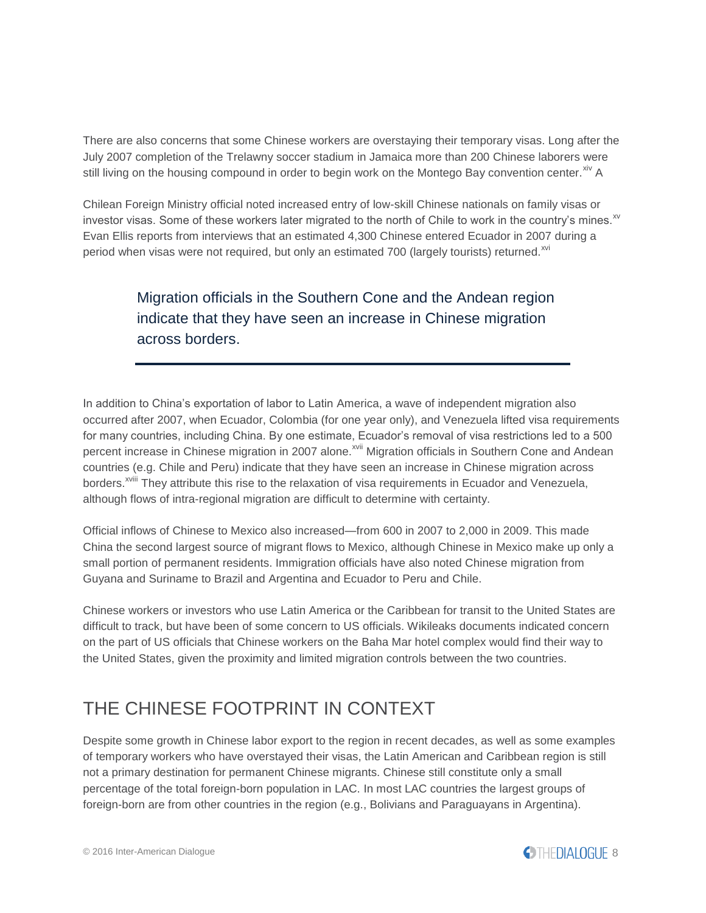There are also concerns that some Chinese workers are overstaying their temporary visas. Long after the July 2007 completion of the Trelawny soccer stadium in Jamaica more than 200 Chinese laborers were still living on the housing compound in order to begin work on the Montego Bay convention center.[xiv] A

Chilean Foreign Ministry official noted increased entry of low-skill Chinese nationals on family visas or investor visas. Some of these workers later migrated to the north of Chile to work in the country's mines.[xv] Evan Ellis reports from interviews that an estimated 4,300 Chinese entered Ecuador in 2007 during a period when visas were not required, but only an estimated 700 (largely tourists) returned.[xvi]

> Migration officials in the Southern Cone and the Andean region indicate that they have seen an increase in Chinese migration across borders.

In addition to China's exportation of labor to Latin America, a wave of independent migration also occurred after 2007, when Ecuador, Colombia (for one year only), and Venezuela lifted visa requirements for many countries, including China. By one estimate, Ecuador's removal of visa restrictions led to a 500 percent increase in Chinese migration in 2007 alone.[xvii] Migration officials in Southern Cone and Andean countries (e.g. Chile and Peru) indicate that they have seen an increase in Chinese migration across borders.[xviii] They attribute this rise to the relaxation of visa requirements in Ecuador and Venezuela, although flows of intra-regional migration are difficult to determine with certainty.

Official inflows of Chinese to Mexico also increased—from 600 in 2007 to 2,000 in 2009. This made China the second largest source of migrant flows to Mexico, although Chinese in Mexico make up only a small portion of permanent residents. Immigration officials have also noted Chinese migration from Guyana and Suriname to Brazil and Argentina and Ecuador to Peru and Chile.

Chinese workers or investors who use Latin America or the Caribbean for transit to the United States are difficult to track, but have been of some concern to US officials. Wikileaks documents indicated concern on the part of US officials that Chinese workers on the Baha Mar hotel complex would find their way to the United States, given the proximity and limited migration controls between the two countries.

## THE CHINESE FOOTPRINT IN CONTEXT

Despite some growth in Chinese labor export to the region in recent decades, as well as some examples of temporary workers who have overstayed their visas, the Latin American and Caribbean region is still not a primary destination for permanent Chinese migrants. Chinese still constitute only a small percentage of the total foreign-born population in LAC. In most LAC countries the largest groups of foreign-born are from other countries in the region (e.g., Bolivians and Paraguayans in Argentina).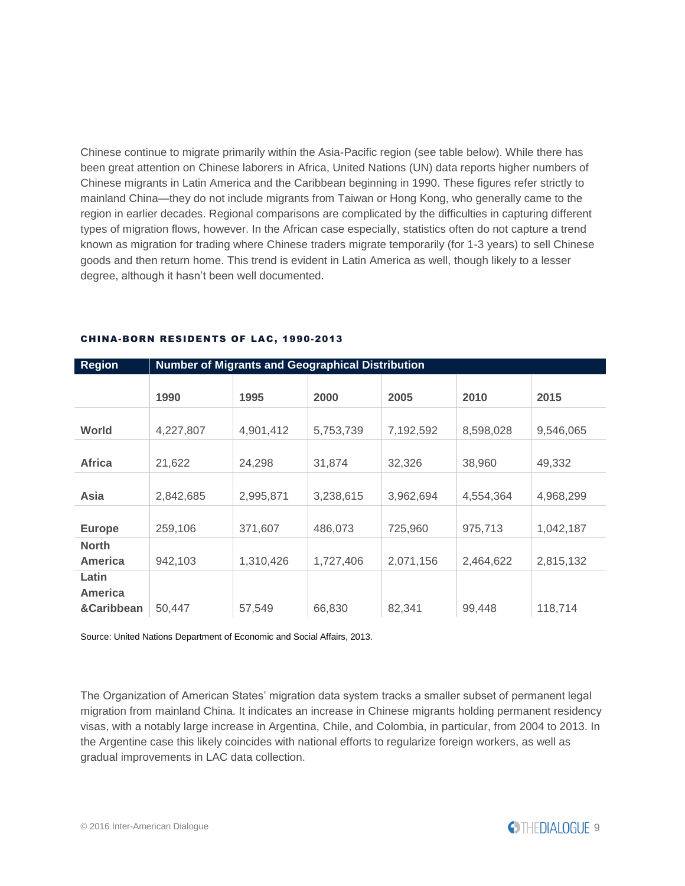Chinese continue to migrate primarily within the Asia-Pacific region (see table below). While there has been great attention on Chinese laborers in Africa, United Nations (UN) data reports higher numbers of Chinese migrants in Latin America and the Caribbean beginning in 1990. These figures refer strictly to mainland China—they do not include migrants from Taiwan or Hong Kong, who generally came to the region in earlier decades. Regional comparisons are complicated by the difficulties in capturing different types of migration flows, however. In the African case especially, statistics often do not capture a trend known as migration for trading where Chinese traders migrate temporarily (for 1-3 years) to sell Chinese goods and then return home. This trend is evident in Latin America as well, though likely to a lesser degree, although it hasn't been well documented.

#### CHINA-BORN RESIDENTS OF LAC, 1990-2013

| Region | Number of Migrants and Geographical Distribution | | | | | |
|---|---|---|---|---|---|---|
| | **1990** | **1995** | **2000** | **2005** | **2010** | **2015** |
| **World** | 4,227,807 | 4,901,412 | 5,753,739 | 7,192,592 | 8,598,028 | 9,546,065 |
| **Africa** | 21,622 | 24,298 | 31,874 | 32,326 | 38,960 | 49,332 |
| **Asia** | 2,842,685 | 2,995,871 | 3,238,615 | 3,962,694 | 4,554,364 | 4,968,299 |
| **Europe** | 259,106 | 371,607 | 486,073 | 725,960 | 975,713 | 1,042,187 |
| **North America** | 942,103 | 1,310,426 | 1,727,406 | 2,071,156 | 2,464,622 | 2,815,132 |
| **Latin America &Caribbean** | 50,447 | 57,549 | 66,830 | 82,341 | 99,448 | 118,714 |

Source: United Nations Department of Economic and Social Affairs, 2013.

The Organization of American States' migration data system tracks a smaller subset of permanent legal migration from mainland China. It indicates an increase in Chinese migrants holding permanent residency visas, with a notably large increase in Argentina, Chile, and Colombia, in particular, from 2004 to 2013. In the Argentine case this likely coincides with national efforts to regularize foreign workers, as well as gradual improvements in LAC data collection.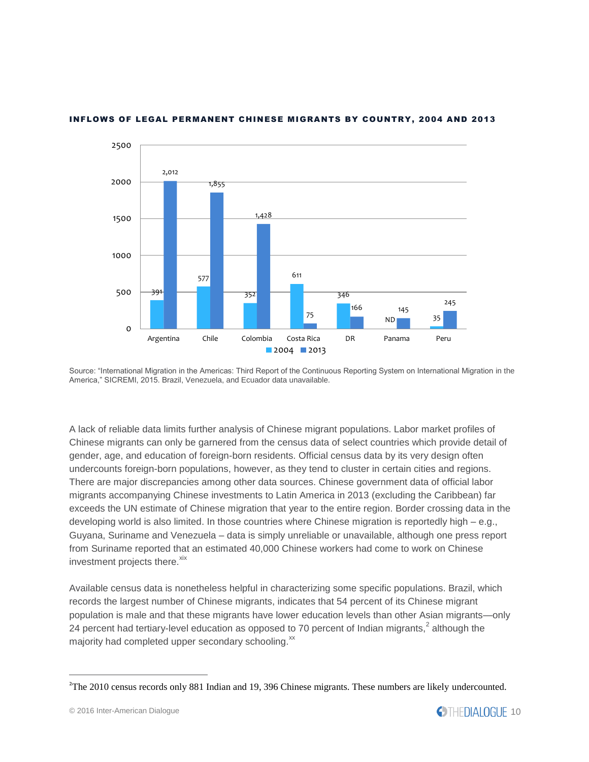**INFLOWS OF LEGAL PERMANENT CHINESE MIGRANTS BY COUNTRY, 2004 AND 2013**

| Country | 2004 | 2013 |
|---|---|---|
| Argentina | 391 | 2,012 |
| Chile | 577 | 1,855 |
| Colombia | 352 | 1,428 |
| Costa Rica | 611 | 75 |
| DR | 346 | 166 |
| Panama | ND | 145 |
| Peru | 35 | 245 |

Source: "International Migration in the Americas: Third Report of the Continuous Reporting System on International Migration in the America," SICREMI, 2015. Brazil, Venezuela, and Ecuador data unavailable.

A lack of reliable data limits further analysis of Chinese migrant populations. Labor market profiles of Chinese migrants can only be garnered from the census data of select countries which provide detail of gender, age, and education of foreign-born residents. Official census data by its very design often undercounts foreign-born populations, however, as they tend to cluster in certain cities and regions. There are major discrepancies among other data sources. Chinese government data of official labor migrants accompanying Chinese investments to Latin America in 2013 (excluding the Caribbean) far exceeds the UN estimate of Chinese migration that year to the entire region. Border crossing data in the developing world is also limited. In those countries where Chinese migration is reportedly high – e.g., Guyana, Suriname and Venezuela – data is simply unreliable or unavailable, although one press report from Suriname reported that an estimated 40,000 Chinese workers had come to work on Chinese investment projects there.[xix]

Available census data is nonetheless helpful in characterizing some specific populations. Brazil, which records the largest number of Chinese migrants, indicates that 54 percent of its Chinese migrant population is male and that these migrants have lower education levels than other Asian migrants—only 24 percent had tertiary-level education as opposed to 70 percent of Indian migrants,[2] although the majority had completed upper secondary schooling.[xx]

[2] The 2010 census records only 881 Indian and 19, 396 Chinese migrants. These numbers are likely undercounted.

© 2016 Inter-American Dialogue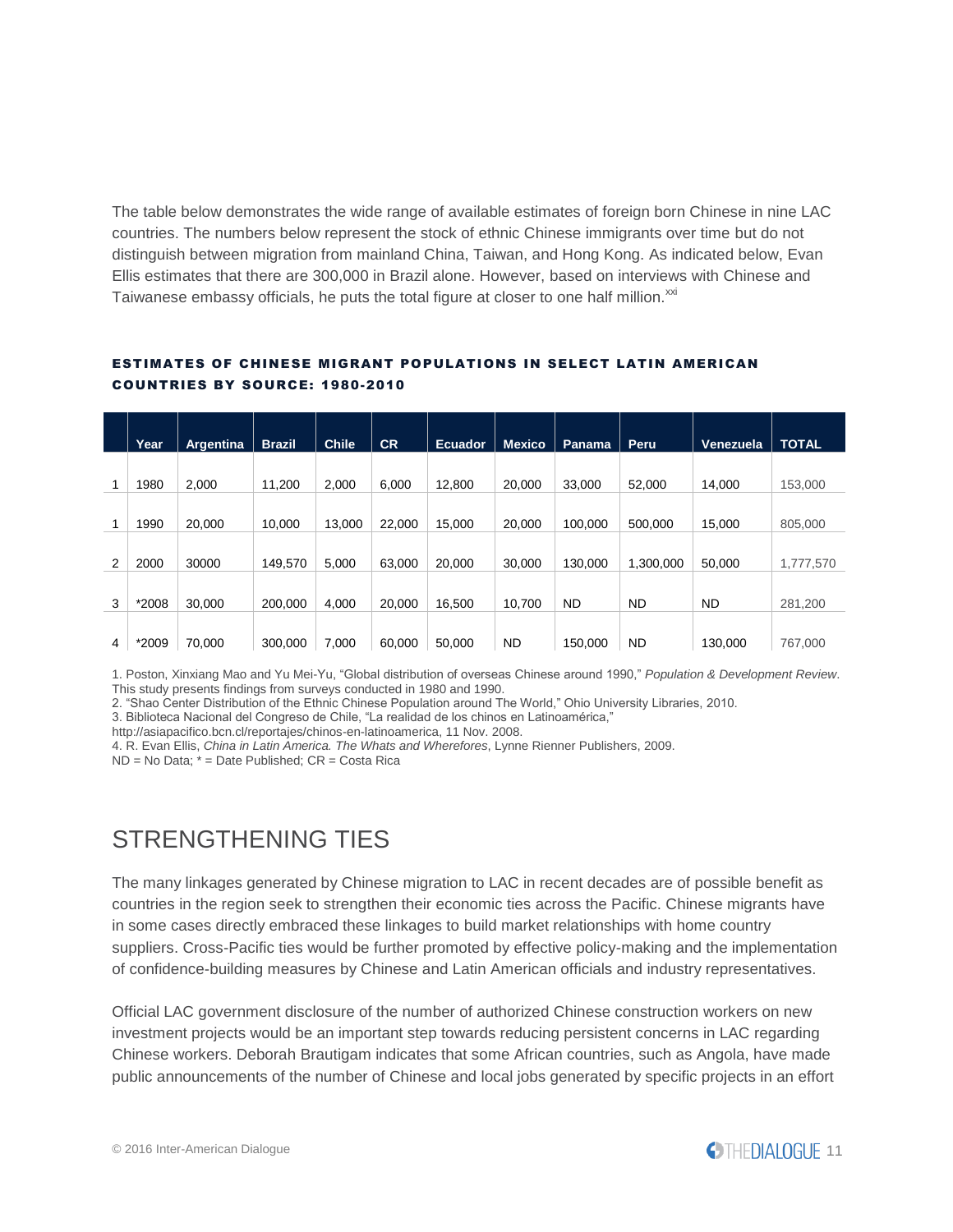The table below demonstrates the wide range of available estimates of foreign born Chinese in nine LAC countries. The numbers below represent the stock of ethnic Chinese immigrants over time but do not distinguish between migration from mainland China, Taiwan, and Hong Kong. As indicated below, Evan Ellis estimates that there are 300,000 in Brazil alone. However, based on interviews with Chinese and Taiwanese embassy officials, he puts the total figure at closer to one half million.[xxi]

#### ESTIMATES OF CHINESE MIGRANT POPULATIONS IN SELECT LATIN AMERICAN COUNTRIES BY SOURCE: 1980-2010

| | Year | Argentina | Brazil | Chile | CR | Ecuador | Mexico | Panama | Peru | Venezuela | TOTAL |
|---|---|---|---|---|---|---|---|---|---|---|---|
| 1 | 1980 | 2,000 | 11,200 | 2,000 | 6,000 | 12,800 | 20,000 | 33,000 | 52,000 | 14,000 | 153,000 |
| 1 | 1990 | 20,000 | 10,000 | 13,000 | 22,000 | 15,000 | 20,000 | 100,000 | 500,000 | 15,000 | 805,000 |
| 2 | 2000 | 30000 | 149,570 | 5,000 | 63,000 | 20,000 | 30,000 | 130,000 | 1,300,000 | 50,000 | 1,777,570 |
| 3 | *2008 | 30,000 | 200,000 | 4,000 | 20,000 | 16,500 | 10,700 | ND | ND | ND | 281,200 |
| 4 | *2009 | 70,000 | 300,000 | 7,000 | 60,000 | 50,000 | ND | 150,000 | ND | 130,000 | 767,000 |

1. Poston, Xinxiang Mao and Yu Mei-Yu, "Global distribution of overseas Chinese around 1990," *Population & Development Review*. This study presents findings from surveys conducted in 1980 and 1990.
2. "Shao Center Distribution of the Ethnic Chinese Population around The World," Ohio University Libraries, 2010.
3. Biblioteca Nacional del Congreso de Chile, "La realidad de los chinos en Latinoamérica," http://asiapacifico.bcn.cl/reportajes/chinos-en-latinoamerica, 11 Nov. 2008.
4. R. Evan Ellis, *China in Latin America. The Whats and Wherefores*, Lynne Rienner Publishers, 2009.

ND = No Data; * = Date Published; CR = Costa Rica

## STRENGTHENING TIES

The many linkages generated by Chinese migration to LAC in recent decades are of possible benefit as countries in the region seek to strengthen their economic ties across the Pacific. Chinese migrants have in some cases directly embraced these linkages to build market relationships with home country suppliers. Cross-Pacific ties would be further promoted by effective policy-making and the implementation of confidence-building measures by Chinese and Latin American officials and industry representatives.

Official LAC government disclosure of the number of authorized Chinese construction workers on new investment projects would be an important step towards reducing persistent concerns in LAC regarding Chinese workers. Deborah Brautigam indicates that some African countries, such as Angola, have made public announcements of the number of Chinese and local jobs generated by specific projects in an effort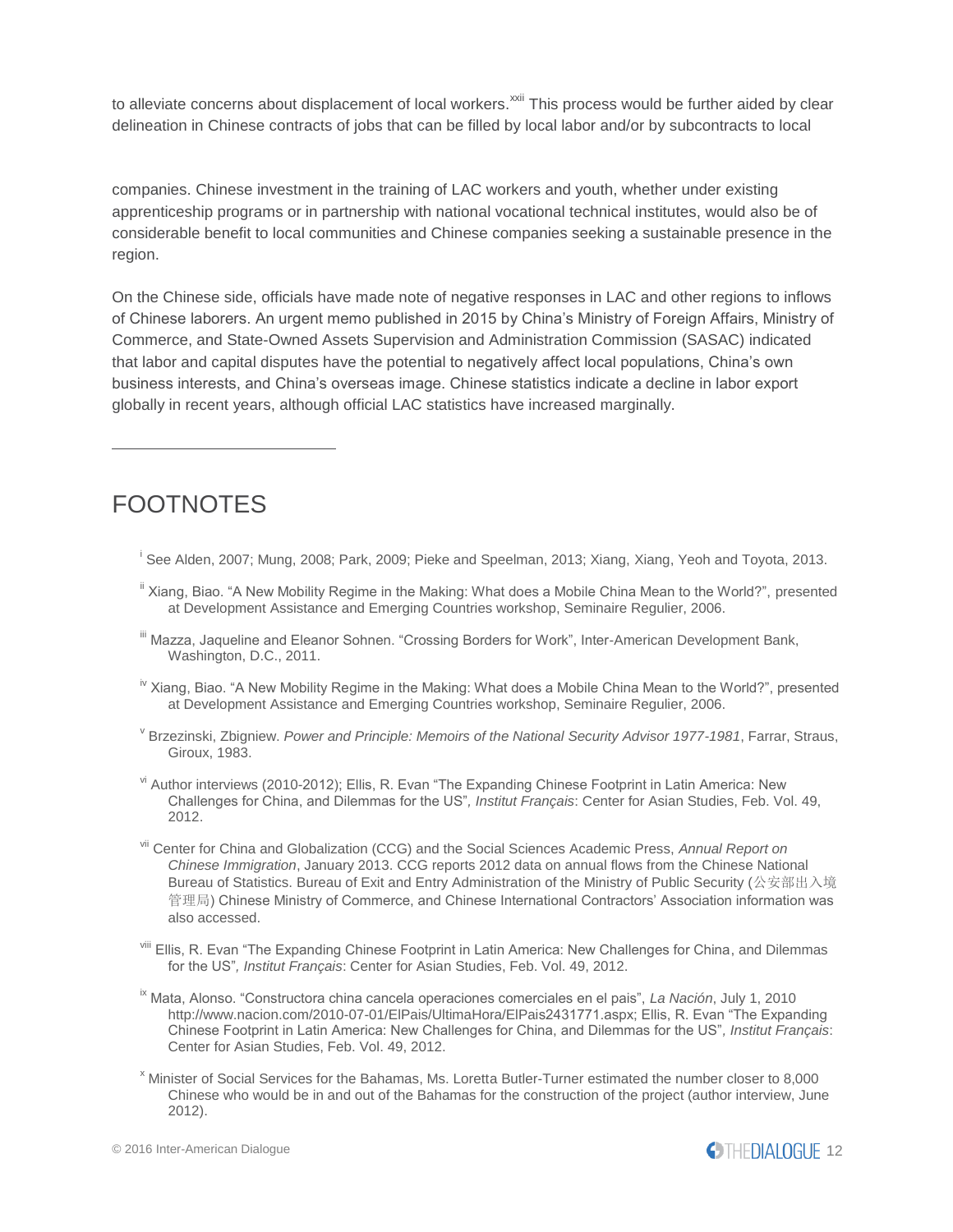to alleviate concerns about displacement of local workers.[xxii] This process would be further aided by clear delineation in Chinese contracts of jobs that can be filled by local labor and/or by subcontracts to local companies. Chinese investment in the training of LAC workers and youth, whether under existing apprenticeship programs or in partnership with national vocational technical institutes, would also be of considerable benefit to local communities and Chinese companies seeking a sustainable presence in the region.

On the Chinese side, officials have made note of negative responses in LAC and other regions to inflows of Chinese laborers. An urgent memo published in 2015 by China's Ministry of Foreign Affairs, Ministry of Commerce, and State-Owned Assets Supervision and Administration Commission (SASAC) indicated that labor and capital disputes have the potential to negatively affect local populations, China's own business interests, and China's overseas image. Chinese statistics indicate a decline in labor export globally in recent years, although official LAC statistics have increased marginally.

# FOOTNOTES

[i] See Alden, 2007; Mung, 2008; Park, 2009; Pieke and Speelman, 2013; Xiang, Xiang, Yeoh and Toyota, 2013.

[ii] Xiang, Biao. "A New Mobility Regime in the Making: What does a Mobile China Mean to the World?", presented at Development Assistance and Emerging Countries workshop, Seminaire Regulier, 2006.

[iii] Mazza, Jaqueline and Eleanor Sohnen. "Crossing Borders for Work", Inter-American Development Bank, Washington, D.C., 2011.

[iv] Xiang, Biao. "A New Mobility Regime in the Making: What does a Mobile China Mean to the World?", presented at Development Assistance and Emerging Countries workshop, Seminaire Regulier, 2006.

[v] Brzezinski, Zbigniew. *Power and Principle: Memoirs of the National Security Advisor 1977-1981*, Farrar, Straus, Giroux, 1983.

[vi] Author interviews (2010-2012); Ellis, R. Evan "The Expanding Chinese Footprint in Latin America: New Challenges for China, and Dilemmas for the US", *Institut Français*: Center for Asian Studies, Feb. Vol. 49, 2012.

[vii] Center for China and Globalization (CCG) and the Social Sciences Academic Press, *Annual Report on Chinese Immigration*, January 2013. CCG reports 2012 data on annual flows from the Chinese National Bureau of Statistics. Bureau of Exit and Entry Administration of the Ministry of Public Security (公安部出入境管理局) Chinese Ministry of Commerce, and Chinese International Contractors' Association information was also accessed.

[viii] Ellis, R. Evan "The Expanding Chinese Footprint in Latin America: New Challenges for China, and Dilemmas for the US", *Institut Français*: Center for Asian Studies, Feb. Vol. 49, 2012.

[ix] Mata, Alonso. "Constructora china cancela operaciones comerciales en el pais", *La Nación*, July 1, 2010 http://www.nacion.com/2010-07-01/ElPais/UltimaHora/ElPais2431771.aspx; Ellis, R. Evan "The Expanding Chinese Footprint in Latin America: New Challenges for China, and Dilemmas for the US", *Institut Français*: Center for Asian Studies, Feb. Vol. 49, 2012.

[x] Minister of Social Services for the Bahamas, Ms. Loretta Butler-Turner estimated the number closer to 8,000 Chinese who would be in and out of the Bahamas for the construction of the project (author interview, June 2012).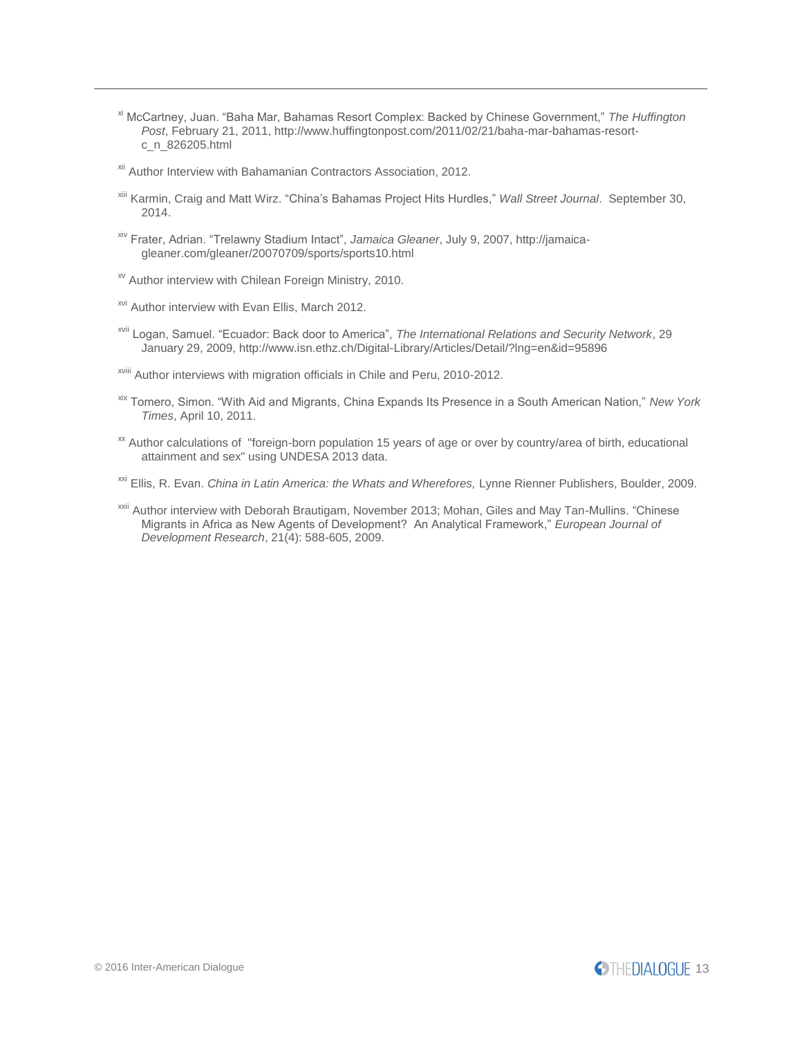[xi] McCartney, Juan. “Baha Mar, Bahamas Resort Complex: Backed by Chinese Government,” *The Huffington Post*, February 21, 2011, http://www.huffingtonpost.com/2011/02/21/baha-mar-bahamas-resort-c_n_826205.html

[xii] Author Interview with Bahamanian Contractors Association, 2012.

[xiii] Karmin, Craig and Matt Wirz. “China’s Bahamas Project Hits Hurdles,” *Wall Street Journal*. September 30, 2014.

[xiv] Frater, Adrian. “Trelawny Stadium Intact”, *Jamaica Gleaner*, July 9, 2007, http://jamaica-gleaner.com/gleaner/20070709/sports/sports10.html

[xv] Author interview with Chilean Foreign Ministry, 2010.

[xvi] Author interview with Evan Ellis, March 2012.

[xvii] Logan, Samuel. “Ecuador: Back door to America”, *The International Relations and Security Network*, 29 January 29, 2009, http://www.isn.ethz.ch/Digital-Library/Articles/Detail/?lng=en&id=95896

[xviii] Author interviews with migration officials in Chile and Peru, 2010-2012.

[xix] Tomero, Simon. “With Aid and Migrants, China Expands Its Presence in a South American Nation,” *New York Times*, April 10, 2011.

[xx] Author calculations of "foreign-born population 15 years of age or over by country/area of birth, educational attainment and sex" using UNDESA 2013 data.

[xxi] Ellis, R. Evan. *China in Latin America: the Whats and Wherefores,* Lynne Rienner Publishers, Boulder, 2009.

[xxii] Author interview with Deborah Brautigam, November 2013; Mohan, Giles and May Tan-Mullins. “Chinese Migrants in Africa as New Agents of Development? An Analytical Framework,” *European Journal of Development Research*, 21(4): 588-605, 2009.